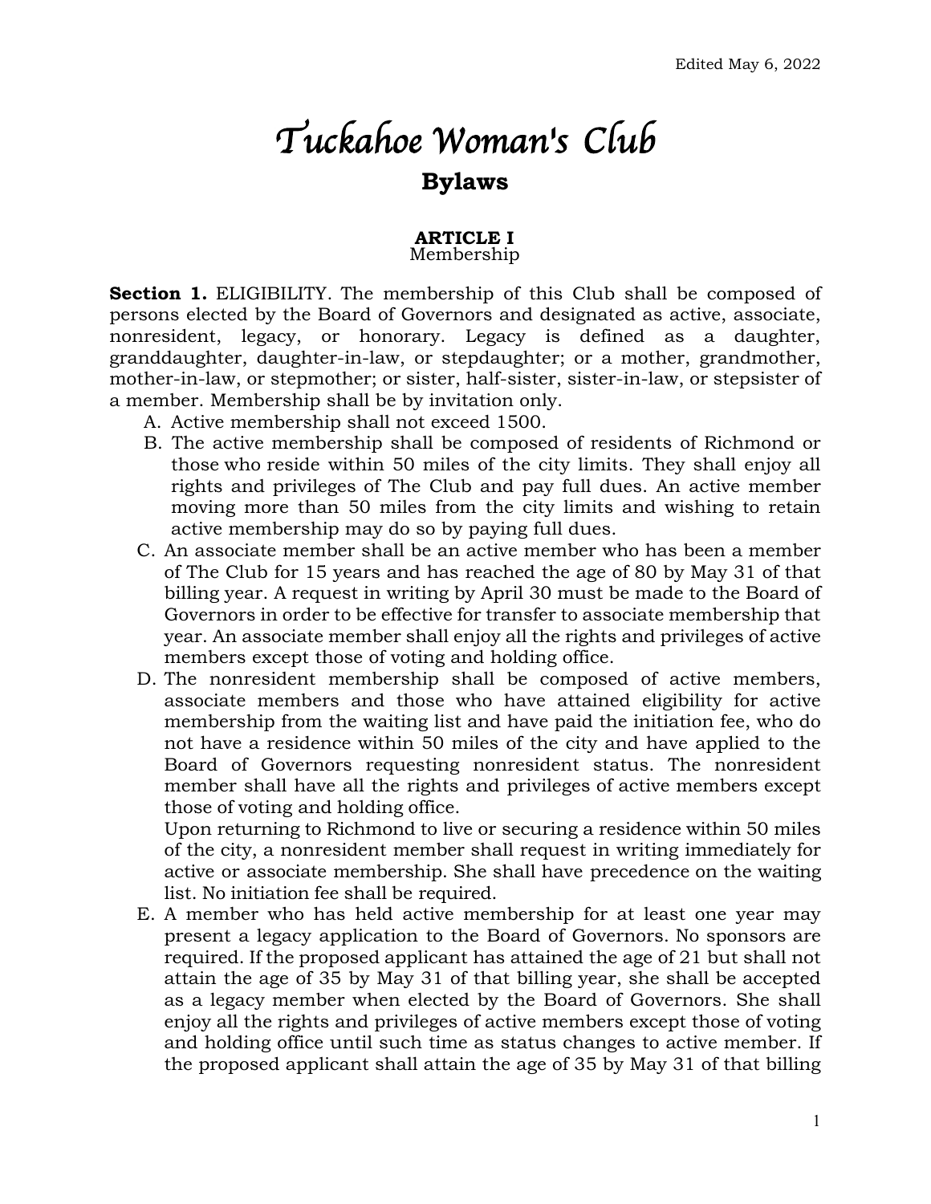Edited May 6, 2022

# *Tuckahoe Woman's Club*

## Bylaws

### ARTICLE I
Membership

**Section 1.** ELIGIBILITY. The membership of this Club shall be composed of persons elected by the Board of Governors and designated as active, associate, nonresident, legacy, or honorary. Legacy is defined as a daughter, granddaughter, daughter-in-law, or stepdaughter; or a mother, grandmother, mother-in-law, or stepmother; or sister, half-sister, sister-in-law, or stepsister of a member. Membership shall be by invitation only.

A. Active membership shall not exceed 1500.

B. The active membership shall be composed of residents of Richmond or those who reside within 50 miles of the city limits. They shall enjoy all rights and privileges of The Club and pay full dues. An active member moving more than 50 miles from the city limits and wishing to retain active membership may do so by paying full dues.

C. An associate member shall be an active member who has been a member of The Club for 15 years and has reached the age of 80 by May 31 of that billing year. A request in writing by April 30 must be made to the Board of Governors in order to be effective for transfer to associate membership that year. An associate member shall enjoy all the rights and privileges of active members except those of voting and holding office.

D. The nonresident membership shall be composed of active members, associate members and those who have attained eligibility for active membership from the waiting list and have paid the initiation fee, who do not have a residence within 50 miles of the city and have applied to the Board of Governors requesting nonresident status. The nonresident member shall have all the rights and privileges of active members except those of voting and holding office.

   Upon returning to Richmond to live or securing a residence within 50 miles of the city, a nonresident member shall request in writing immediately for active or associate membership. She shall have precedence on the waiting list. No initiation fee shall be required.

E. A member who has held active membership for at least one year may present a legacy application to the Board of Governors. No sponsors are required. If the proposed applicant has attained the age of 21 but shall not attain the age of 35 by May 31 of that billing year, she shall be accepted as a legacy member when elected by the Board of Governors. She shall enjoy all the rights and privileges of active members except those of voting and holding office until such time as status changes to active member. If the proposed applicant shall attain the age of 35 by May 31 of that billing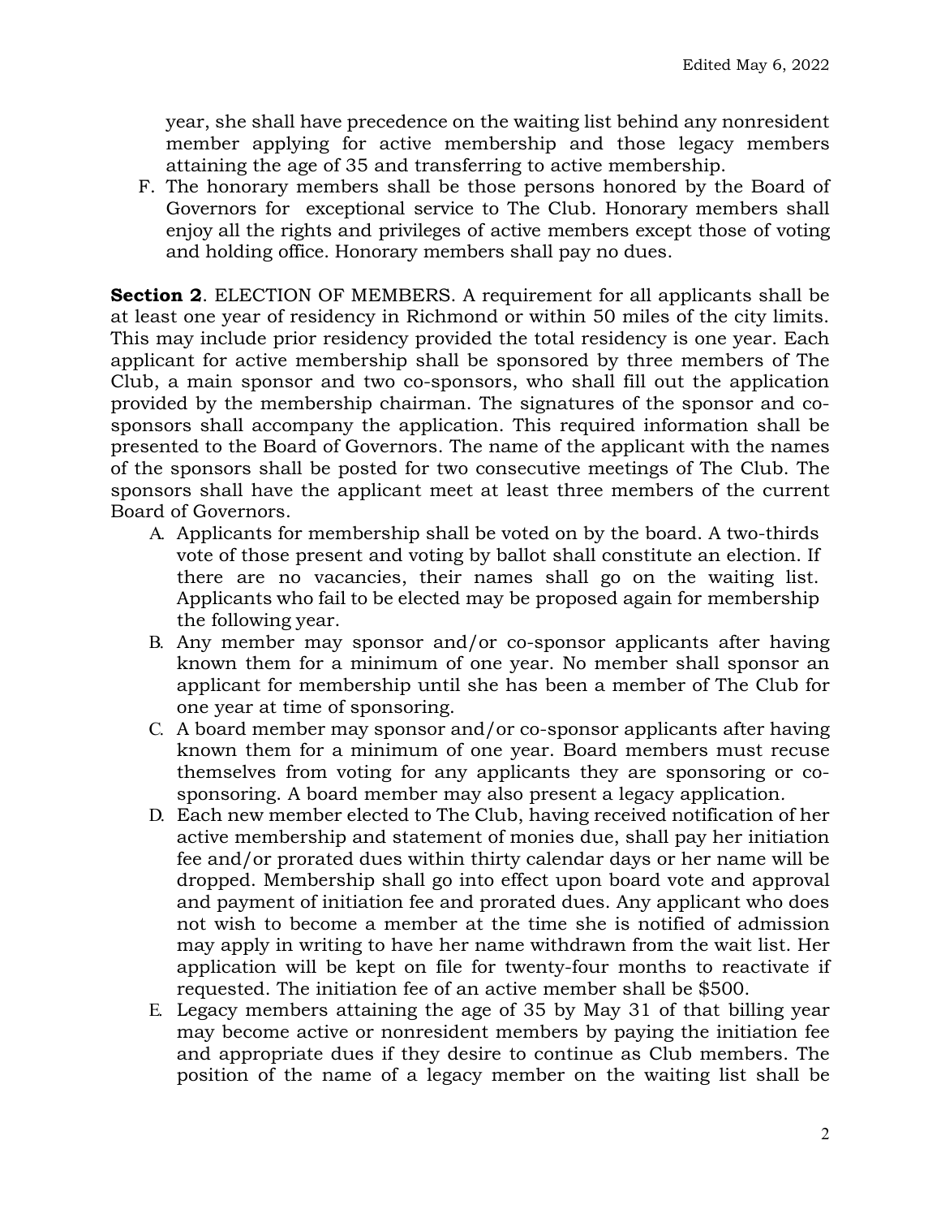year, she shall have precedence on the waiting list behind any nonresident member applying for active membership and those legacy members attaining the age of 35 and transferring to active membership.

F. The honorary members shall be those persons honored by the Board of Governors for exceptional service to The Club. Honorary members shall enjoy all the rights and privileges of active members except those of voting and holding office. Honorary members shall pay no dues.

**Section 2**. ELECTION OF MEMBERS. A requirement for all applicants shall be at least one year of residency in Richmond or within 50 miles of the city limits. This may include prior residency provided the total residency is one year. Each applicant for active membership shall be sponsored by three members of The Club, a main sponsor and two co-sponsors, who shall fill out the application provided by the membership chairman. The signatures of the sponsor and co-sponsors shall accompany the application. This required information shall be presented to the Board of Governors. The name of the applicant with the names of the sponsors shall be posted for two consecutive meetings of The Club. The sponsors shall have the applicant meet at least three members of the current Board of Governors.

A. Applicants for membership shall be voted on by the board. A two-thirds vote of those present and voting by ballot shall constitute an election. If there are no vacancies, their names shall go on the waiting list. Applicants who fail to be elected may be proposed again for membership the following year.

B. Any member may sponsor and/or co-sponsor applicants after having known them for a minimum of one year. No member shall sponsor an applicant for membership until she has been a member of The Club for one year at time of sponsoring.

C. A board member may sponsor and/or co-sponsor applicants after having known them for a minimum of one year. Board members must recuse themselves from voting for any applicants they are sponsoring or co-sponsoring. A board member may also present a legacy application.

D. Each new member elected to The Club, having received notification of her active membership and statement of monies due, shall pay her initiation fee and/or prorated dues within thirty calendar days or her name will be dropped. Membership shall go into effect upon board vote and approval and payment of initiation fee and prorated dues. Any applicant who does not wish to become a member at the time she is notified of admission may apply in writing to have her name withdrawn from the wait list. Her application will be kept on file for twenty-four months to reactivate if requested. The initiation fee of an active member shall be $500.

E. Legacy members attaining the age of 35 by May 31 of that billing year may become active or nonresident members by paying the initiation fee and appropriate dues if they desire to continue as Club members. The position of the name of a legacy member on the waiting list shall be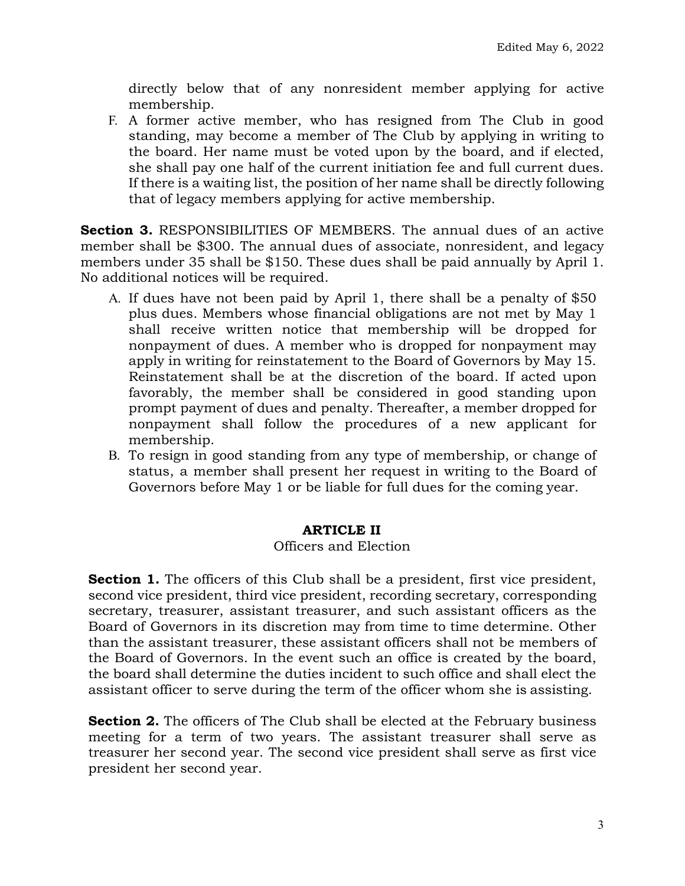directly below that of any nonresident member applying for active membership.

F. A former active member, who has resigned from The Club in good standing, may become a member of The Club by applying in writing to the board. Her name must be voted upon by the board, and if elected, she shall pay one half of the current initiation fee and full current dues. If there is a waiting list, the position of her name shall be directly following that of legacy members applying for active membership.

**Section 3.** RESPONSIBILITIES OF MEMBERS. The annual dues of an active member shall be $300. The annual dues of associate, nonresident, and legacy members under 35 shall be $150. These dues shall be paid annually by April 1. No additional notices will be required.

A. If dues have not been paid by April 1, there shall be a penalty of $50 plus dues. Members whose financial obligations are not met by May 1 shall receive written notice that membership will be dropped for nonpayment of dues. A member who is dropped for nonpayment may apply in writing for reinstatement to the Board of Governors by May 15. Reinstatement shall be at the discretion of the board. If acted upon favorably, the member shall be considered in good standing upon prompt payment of dues and penalty. Thereafter, a member dropped for nonpayment shall follow the procedures of a new applicant for membership.
B. To resign in good standing from any type of membership, or change of status, a member shall present her request in writing to the Board of Governors before May 1 or be liable for full dues for the coming year.

## ARTICLE II

Officers and Election

**Section 1.** The officers of this Club shall be a president, first vice president, second vice president, third vice president, recording secretary, corresponding secretary, treasurer, assistant treasurer, and such assistant officers as the Board of Governors in its discretion may from time to time determine. Other than the assistant treasurer, these assistant officers shall not be members of the Board of Governors. In the event such an office is created by the board, the board shall determine the duties incident to such office and shall elect the assistant officer to serve during the term of the officer whom she is assisting.

**Section 2.** The officers of The Club shall be elected at the February business meeting for a term of two years. The assistant treasurer shall serve as treasurer her second year. The second vice president shall serve as first vice president her second year.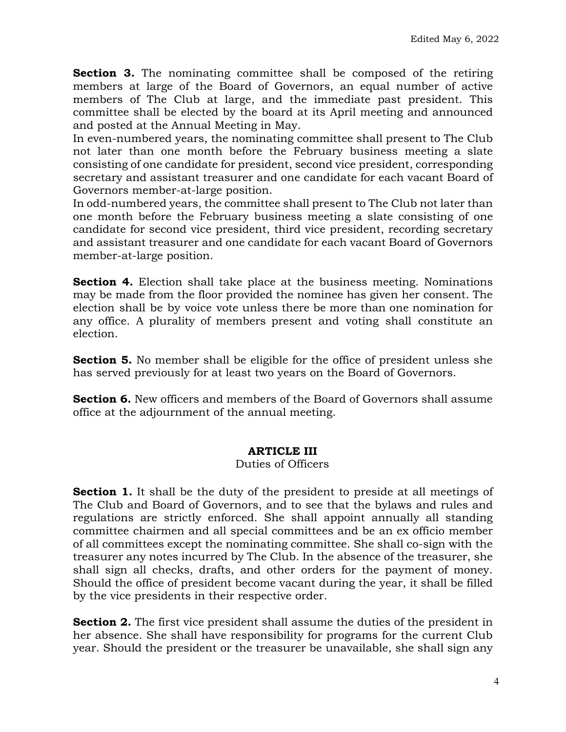**Section 3.** The nominating committee shall be composed of the retiring members at large of the Board of Governors, an equal number of active members of The Club at large, and the immediate past president. This committee shall be elected by the board at its April meeting and announced and posted at the Annual Meeting in May.

In even-numbered years, the nominating committee shall present to The Club not later than one month before the February business meeting a slate consisting of one candidate for president, second vice president, corresponding secretary and assistant treasurer and one candidate for each vacant Board of Governors member-at-large position.

In odd-numbered years, the committee shall present to The Club not later than one month before the February business meeting a slate consisting of one candidate for second vice president, third vice president, recording secretary and assistant treasurer and one candidate for each vacant Board of Governors member-at-large position.

**Section 4.** Election shall take place at the business meeting. Nominations may be made from the floor provided the nominee has given her consent. The election shall be by voice vote unless there be more than one nomination for any office. A plurality of members present and voting shall constitute an election.

**Section 5.** No member shall be eligible for the office of president unless she has served previously for at least two years on the Board of Governors.

**Section 6.** New officers and members of the Board of Governors shall assume office at the adjournment of the annual meeting.

## ARTICLE III

Duties of Officers

**Section 1.** It shall be the duty of the president to preside at all meetings of The Club and Board of Governors, and to see that the bylaws and rules and regulations are strictly enforced. She shall appoint annually all standing committee chairmen and all special committees and be an ex officio member of all committees except the nominating committee. She shall co-sign with the treasurer any notes incurred by The Club. In the absence of the treasurer, she shall sign all checks, drafts, and other orders for the payment of money. Should the office of president become vacant during the year, it shall be filled by the vice presidents in their respective order.

**Section 2.** The first vice president shall assume the duties of the president in her absence. She shall have responsibility for programs for the current Club year. Should the president or the treasurer be unavailable, she shall sign any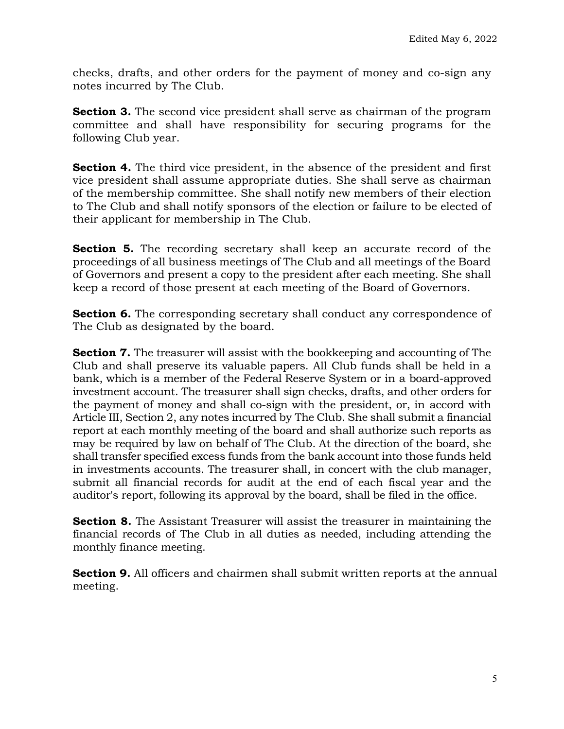checks, drafts, and other orders for the payment of money and co-sign any notes incurred by The Club.

**Section 3.** The second vice president shall serve as chairman of the program committee and shall have responsibility for securing programs for the following Club year.

**Section 4.** The third vice president, in the absence of the president and first vice president shall assume appropriate duties. She shall serve as chairman of the membership committee. She shall notify new members of their election to The Club and shall notify sponsors of the election or failure to be elected of their applicant for membership in The Club.

**Section 5.** The recording secretary shall keep an accurate record of the proceedings of all business meetings of The Club and all meetings of the Board of Governors and present a copy to the president after each meeting. She shall keep a record of those present at each meeting of the Board of Governors.

**Section 6.** The corresponding secretary shall conduct any correspondence of The Club as designated by the board.

**Section 7.** The treasurer will assist with the bookkeeping and accounting of The Club and shall preserve its valuable papers. All Club funds shall be held in a bank, which is a member of the Federal Reserve System or in a board-approved investment account. The treasurer shall sign checks, drafts, and other orders for the payment of money and shall co-sign with the president, or, in accord with Article III, Section 2, any notes incurred by The Club. She shall submit a financial report at each monthly meeting of the board and shall authorize such reports as may be required by law on behalf of The Club. At the direction of the board, she shall transfer specified excess funds from the bank account into those funds held in investments accounts. The treasurer shall, in concert with the club manager, submit all financial records for audit at the end of each fiscal year and the auditor's report, following its approval by the board, shall be filed in the office.

**Section 8.** The Assistant Treasurer will assist the treasurer in maintaining the financial records of The Club in all duties as needed, including attending the monthly finance meeting.

**Section 9.** All officers and chairmen shall submit written reports at the annual meeting.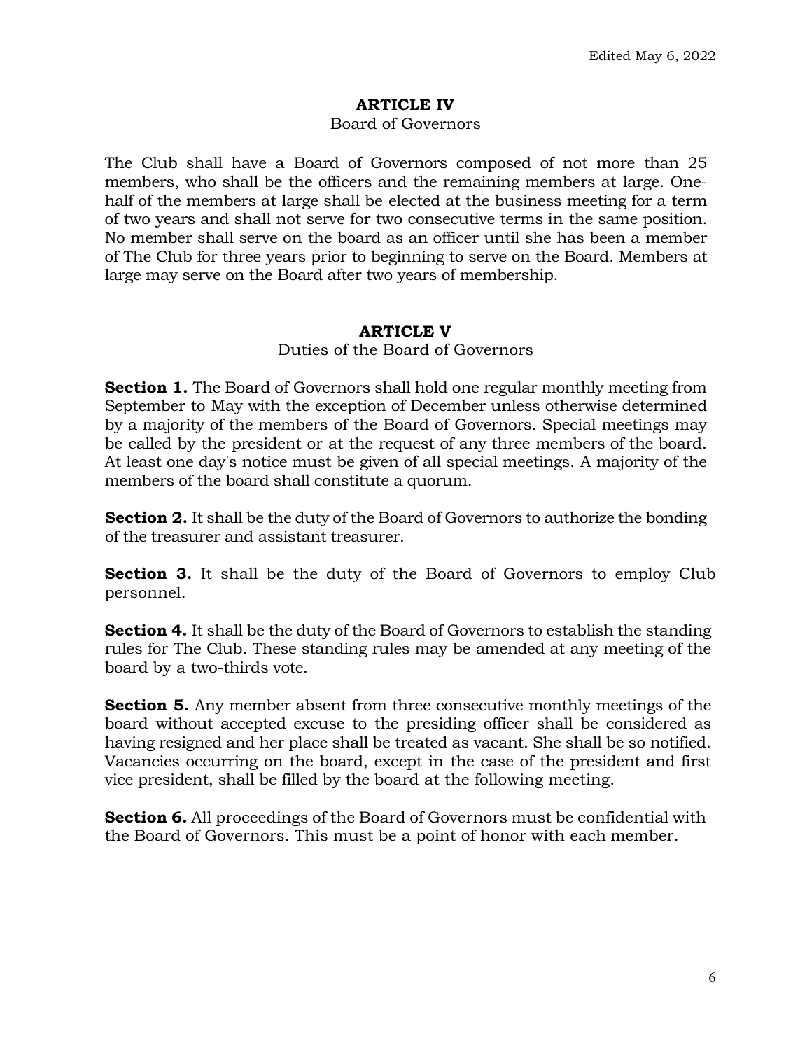## ARTICLE IV

Board of Governors

The Club shall have a Board of Governors composed of not more than 25 members, who shall be the officers and the remaining members at large. One-half of the members at large shall be elected at the business meeting for a term of two years and shall not serve for two consecutive terms in the same position. No member shall serve on the board as an officer until she has been a member of The Club for three years prior to beginning to serve on the Board. Members at large may serve on the Board after two years of membership.

## ARTICLE V

Duties of the Board of Governors

**Section 1.** The Board of Governors shall hold one regular monthly meeting from September to May with the exception of December unless otherwise determined by a majority of the members of the Board of Governors. Special meetings may be called by the president or at the request of any three members of the board. At least one day's notice must be given of all special meetings. A majority of the members of the board shall constitute a quorum.

**Section 2.** It shall be the duty of the Board of Governors to authorize the bonding of the treasurer and assistant treasurer.

**Section 3.** It shall be the duty of the Board of Governors to employ Club personnel.

**Section 4.** It shall be the duty of the Board of Governors to establish the standing rules for The Club. These standing rules may be amended at any meeting of the board by a two-thirds vote.

**Section 5.** Any member absent from three consecutive monthly meetings of the board without accepted excuse to the presiding officer shall be considered as having resigned and her place shall be treated as vacant. She shall be so notified. Vacancies occurring on the board, except in the case of the president and first vice president, shall be filled by the board at the following meeting.

**Section 6.** All proceedings of the Board of Governors must be confidential with the Board of Governors. This must be a point of honor with each member.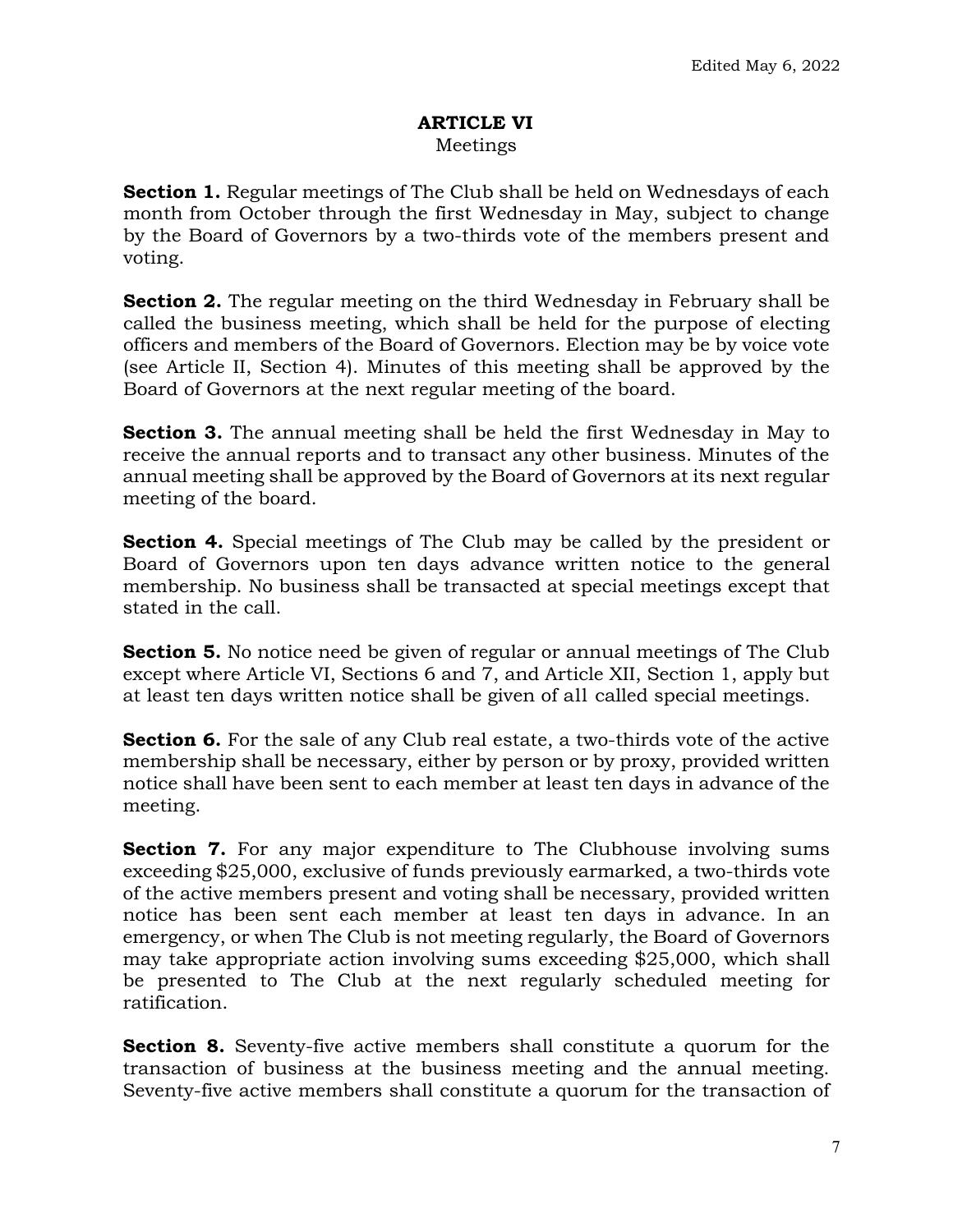# ARTICLE VI

Meetings

**Section 1.** Regular meetings of The Club shall be held on Wednesdays of each month from October through the first Wednesday in May, subject to change by the Board of Governors by a two-thirds vote of the members present and voting.

**Section 2.** The regular meeting on the third Wednesday in February shall be called the business meeting, which shall be held for the purpose of electing officers and members of the Board of Governors. Election may be by voice vote (see Article II, Section 4). Minutes of this meeting shall be approved by the Board of Governors at the next regular meeting of the board.

**Section 3.** The annual meeting shall be held the first Wednesday in May to receive the annual reports and to transact any other business. Minutes of the annual meeting shall be approved by the Board of Governors at its next regular meeting of the board.

**Section 4.** Special meetings of The Club may be called by the president or Board of Governors upon ten days advance written notice to the general membership. No business shall be transacted at special meetings except that stated in the call.

**Section 5.** No notice need be given of regular or annual meetings of The Club except where Article VI, Sections 6 and 7, and Article XII, Section 1, apply but at least ten days written notice shall be given of all called special meetings.

**Section 6.** For the sale of any Club real estate, a two-thirds vote of the active membership shall be necessary, either by person or by proxy, provided written notice shall have been sent to each member at least ten days in advance of the meeting.

**Section 7.** For any major expenditure to The Clubhouse involving sums exceeding $25,000, exclusive of funds previously earmarked, a two-thirds vote of the active members present and voting shall be necessary, provided written notice has been sent each member at least ten days in advance. In an emergency, or when The Club is not meeting regularly, the Board of Governors may take appropriate action involving sums exceeding $25,000, which shall be presented to The Club at the next regularly scheduled meeting for ratification.

**Section 8.** Seventy-five active members shall constitute a quorum for the transaction of business at the business meeting and the annual meeting. Seventy-five active members shall constitute a quorum for the transaction of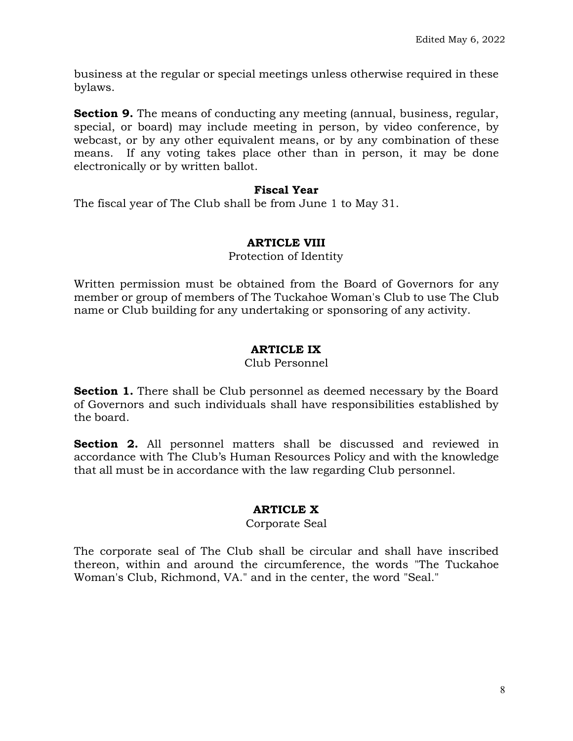business at the regular or special meetings unless otherwise required in these bylaws.

**Section 9.** The means of conducting any meeting (annual, business, regular, special, or board) may include meeting in person, by video conference, by webcast, or by any other equivalent means, or by any combination of these means. If any voting takes place other than in person, it may be done electronically or by written ballot.

**Fiscal Year**

The fiscal year of The Club shall be from June 1 to May 31.

## ARTICLE VIII

Protection of Identity

Written permission must be obtained from the Board of Governors for any member or group of members of The Tuckahoe Woman's Club to use The Club name or Club building for any undertaking or sponsoring of any activity.

## ARTICLE IX

Club Personnel

**Section 1.** There shall be Club personnel as deemed necessary by the Board of Governors and such individuals shall have responsibilities established by the board.

**Section 2.** All personnel matters shall be discussed and reviewed in accordance with The Club's Human Resources Policy and with the knowledge that all must be in accordance with the law regarding Club personnel.

## ARTICLE X

Corporate Seal

The corporate seal of The Club shall be circular and shall have inscribed thereon, within and around the circumference, the words "The Tuckahoe Woman's Club, Richmond, VA." and in the center, the word "Seal."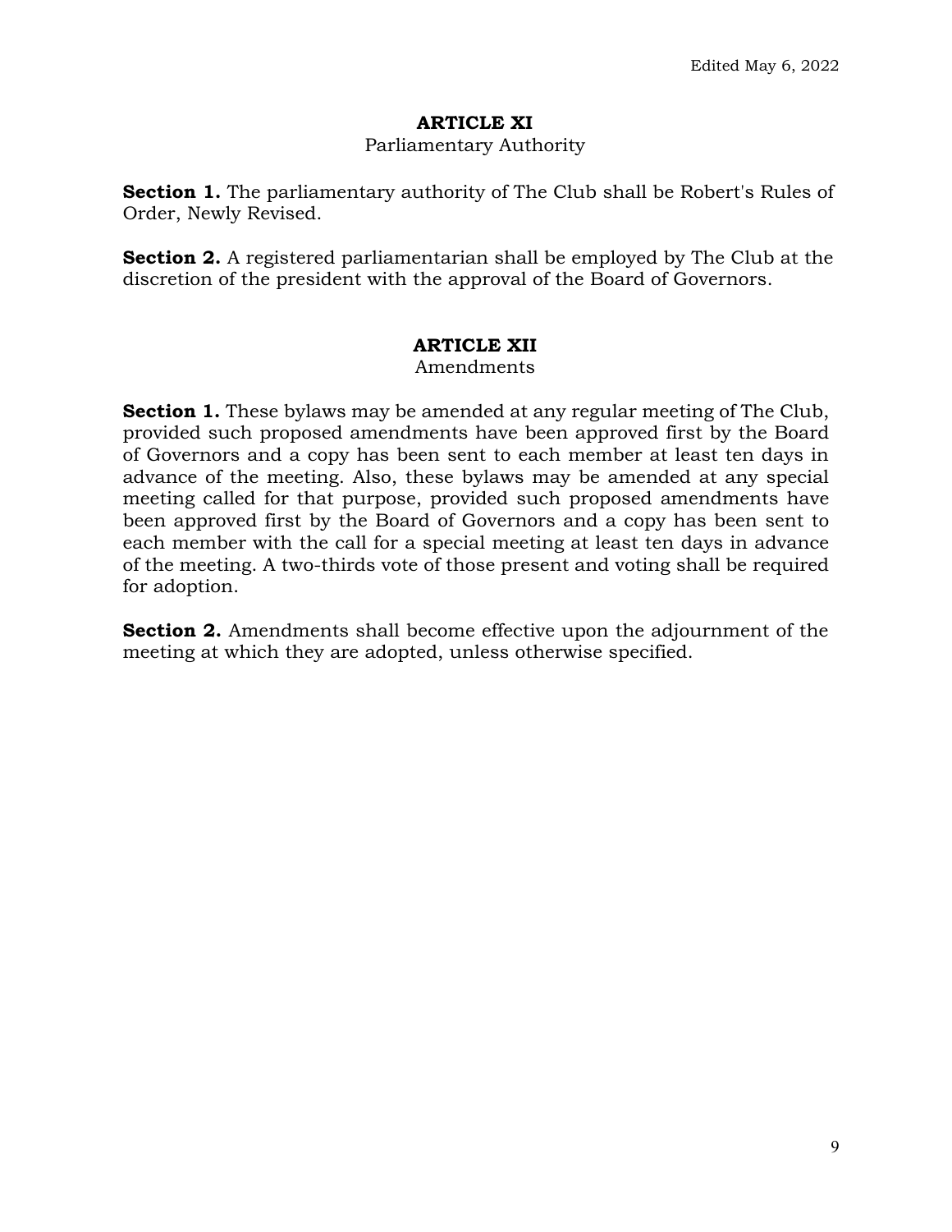## ARTICLE XI

Parliamentary Authority

**Section 1.** The parliamentary authority of The Club shall be Robert's Rules of Order, Newly Revised.

**Section 2.** A registered parliamentarian shall be employed by The Club at the discretion of the president with the approval of the Board of Governors.

## ARTICLE XII

Amendments

**Section 1.** These bylaws may be amended at any regular meeting of The Club, provided such proposed amendments have been approved first by the Board of Governors and a copy has been sent to each member at least ten days in advance of the meeting. Also, these bylaws may be amended at any special meeting called for that purpose, provided such proposed amendments have been approved first by the Board of Governors and a copy has been sent to each member with the call for a special meeting at least ten days in advance of the meeting. A two-thirds vote of those present and voting shall be required for adoption.

**Section 2.** Amendments shall become effective upon the adjournment of the meeting at which they are adopted, unless otherwise specified.